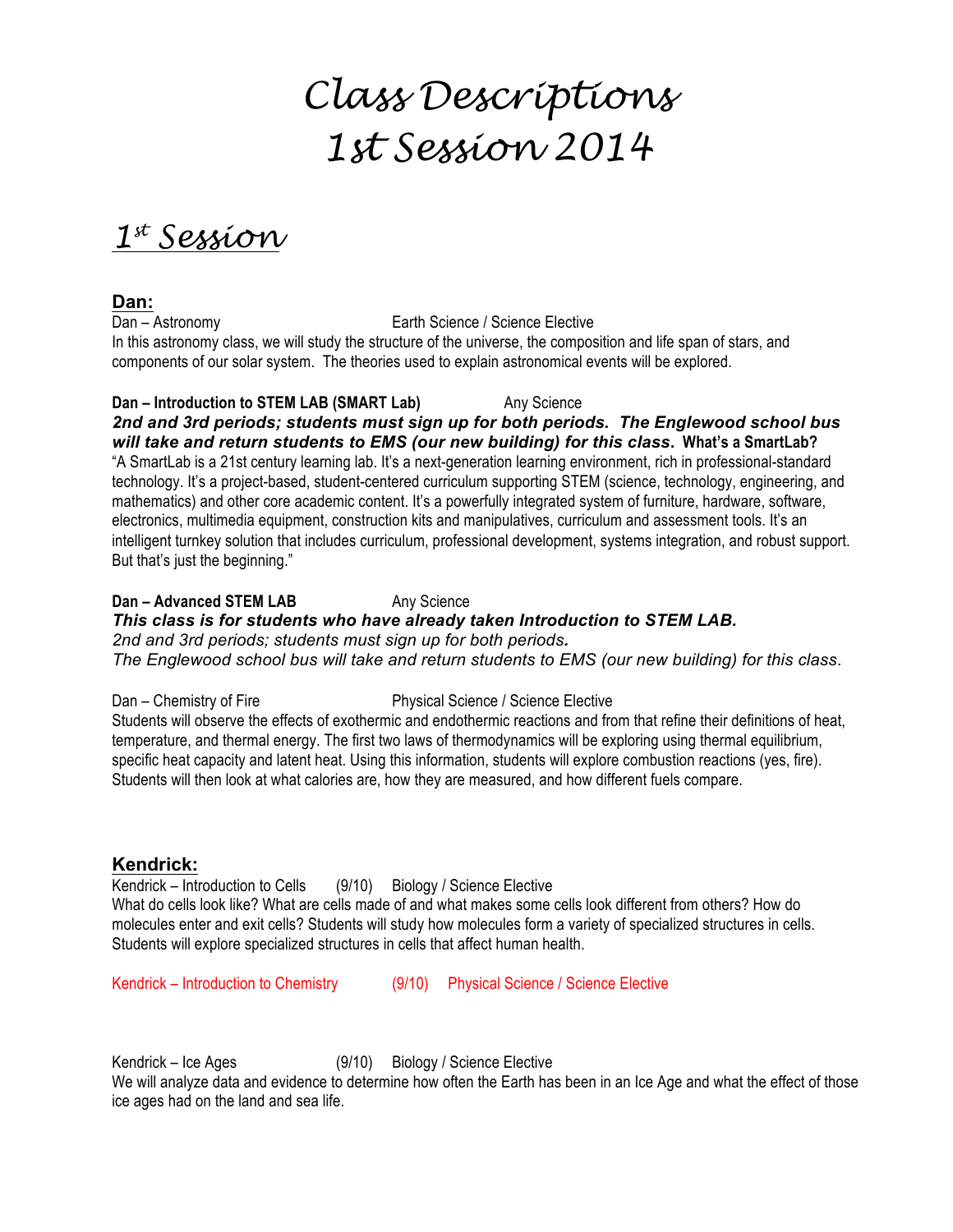# Class Descriptions
# 1st Session 2014

## 1st Session

### Dan:

Dan – Astronomy Earth Science / Science Elective

In this astronomy class, we will study the structure of the universe, the composition and life span of stars, and components of our solar system. The theories used to explain astronomical events will be explored.

**Dan – Introduction to STEM LAB (SMART Lab)** Any Science

***2nd and 3rd periods; students must sign up for both periods. The Englewood school bus will take and return students to EMS (our new building) for this class.*** **What's a SmartLab?**

"A SmartLab is a 21st century learning lab. It's a next-generation learning environment, rich in professional-standard technology. It's a project-based, student-centered curriculum supporting STEM (science, technology, engineering, and mathematics) and other core academic content. It's a powerfully integrated system of furniture, hardware, software, electronics, multimedia equipment, construction kits and manipulatives, curriculum and assessment tools. It's an intelligent turnkey solution that includes curriculum, professional development, systems integration, and robust support. But that's just the beginning."

**Dan – Advanced STEM LAB** Any Science

***This class is for students who have already taken Introduction to STEM LAB.***

*2nd and 3rd periods; students must sign up for both periods.*

*The Englewood school bus will take and return students to EMS (our new building) for this class.*

Dan – Chemistry of Fire Physical Science / Science Elective

Students will observe the effects of exothermic and endothermic reactions and from that refine their definitions of heat, temperature, and thermal energy. The first two laws of thermodynamics will be exploring using thermal equilibrium, specific heat capacity and latent heat. Using this information, students will explore combustion reactions (yes, fire). Students will then look at what calories are, how they are measured, and how different fuels compare.

### Kendrick:

Kendrick – Introduction to Cells (9/10) Biology / Science Elective

What do cells look like? What are cells made of and what makes some cells look different from others? How do molecules enter and exit cells? Students will study how molecules form a variety of specialized structures in cells. Students will explore specialized structures in cells that affect human health.

Kendrick – Introduction to Chemistry (9/10) Physical Science / Science Elective

Kendrick – Ice Ages (9/10) Biology / Science Elective

We will analyze data and evidence to determine how often the Earth has been in an Ice Age and what the effect of those ice ages had on the land and sea life.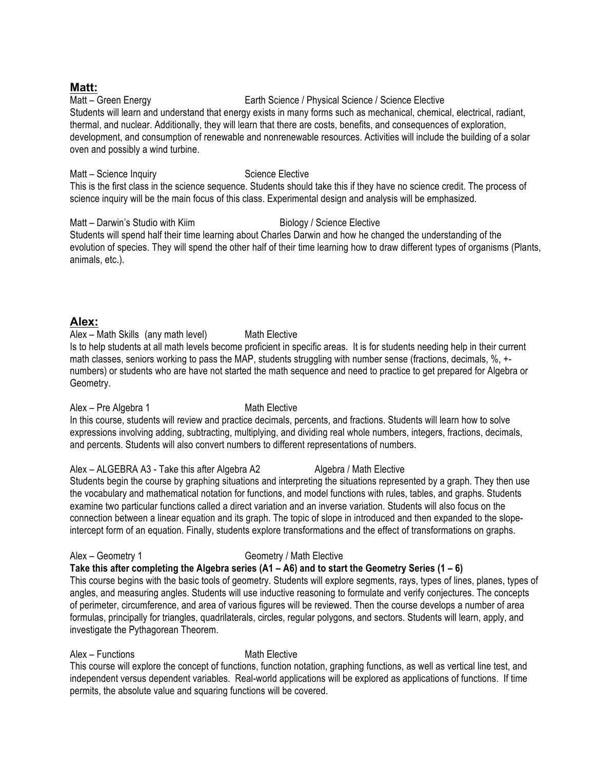## Matt:

Matt – Green Energy		Earth Science / Physical Science / Science Elective

Students will learn and understand that energy exists in many forms such as mechanical, chemical, electrical, radiant, thermal, and nuclear. Additionally, they will learn that there are costs, benefits, and consequences of exploration, development, and consumption of renewable and nonrenewable resources. Activities will include the building of a solar oven and possibly a wind turbine.

Matt – Science Inquiry		Science Elective

This is the first class in the science sequence. Students should take this if they have no science credit. The process of science inquiry will be the main focus of this class. Experimental design and analysis will be emphasized.

Matt – Darwin's Studio with Kiim		Biology / Science Elective

Students will spend half their time learning about Charles Darwin and how he changed the understanding of the evolution of species. They will spend the other half of their time learning how to draw different types of organisms (Plants, animals, etc.).

## Alex:

Alex – Math Skills (any math level)		Math Elective

Is to help students at all math levels become proficient in specific areas. It is for students needing help in their current math classes, seniors working to pass the MAP, students struggling with number sense (fractions, decimals, %, +- numbers) or students who are have not started the math sequence and need to practice to get prepared for Algebra or Geometry.

Alex – Pre Algebra 1		Math Elective

In this course, students will review and practice decimals, percents, and fractions. Students will learn how to solve expressions involving adding, subtracting, multiplying, and dividing real whole numbers, integers, fractions, decimals, and percents. Students will also convert numbers to different representations of numbers.

Alex – ALGEBRA A3 - Take this after Algebra A2		Algebra / Math Elective

Students begin the course by graphing situations and interpreting the situations represented by a graph. They then use the vocabulary and mathematical notation for functions, and model functions with rules, tables, and graphs. Students examine two particular functions called a direct variation and an inverse variation. Students will also focus on the connection between a linear equation and its graph. The topic of slope in introduced and then expanded to the slope-intercept form of an equation. Finally, students explore transformations and the effect of transformations on graphs.

Alex – Geometry 1		Geometry / Math Elective

**Take this after completing the Algebra series (A1 – A6) and to start the Geometry Series (1 – 6)**

This course begins with the basic tools of geometry. Students will explore segments, rays, types of lines, planes, types of angles, and measuring angles. Students will use inductive reasoning to formulate and verify conjectures. The concepts of perimeter, circumference, and area of various figures will be reviewed. Then the course develops a number of area formulas, principally for triangles, quadrilaterals, circles, regular polygons, and sectors. Students will learn, apply, and investigate the Pythagorean Theorem.

Alex – Functions		Math Elective

This course will explore the concept of functions, function notation, graphing functions, as well as vertical line test, and independent versus dependent variables. Real-world applications will be explored as applications of functions. If time permits, the absolute value and squaring functions will be covered.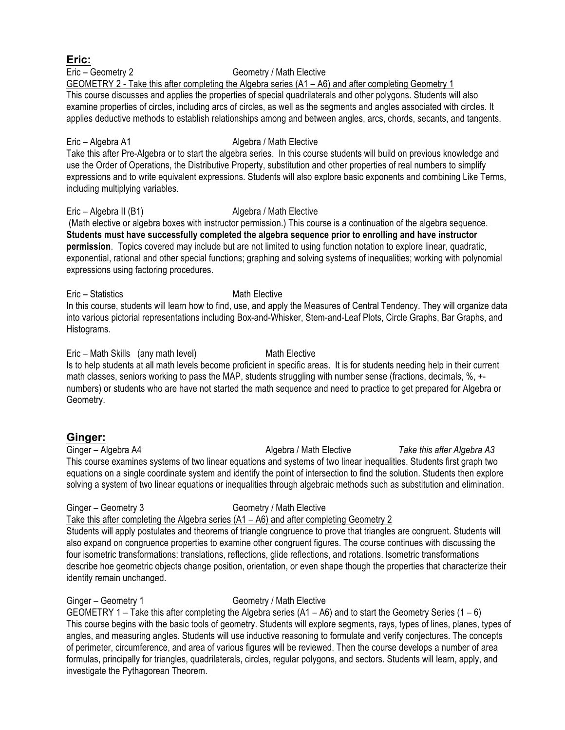## Eric:

Eric – Geometry 2 Geometry / Math Elective

GEOMETRY 2 - Take this after completing the Algebra series (A1 – A6) and after completing Geometry 1

This course discusses and applies the properties of special quadrilaterals and other polygons. Students will also examine properties of circles, including arcs of circles, as well as the segments and angles associated with circles. It applies deductive methods to establish relationships among and between angles, arcs, chords, secants, and tangents.

Eric – Algebra A1 Algebra / Math Elective

Take this after Pre-Algebra or to start the algebra series. In this course students will build on previous knowledge and use the Order of Operations, the Distributive Property, substitution and other properties of real numbers to simplify expressions and to write equivalent expressions. Students will also explore basic exponents and combining Like Terms, including multiplying variables.

Eric – Algebra II (B1) Algebra / Math Elective

(Math elective or algebra boxes with instructor permission.) This course is a continuation of the algebra sequence. **Students must have successfully completed the algebra sequence prior to enrolling and have instructor permission**. Topics covered may include but are not limited to using function notation to explore linear, quadratic, exponential, rational and other special functions; graphing and solving systems of inequalities; working with polynomial expressions using factoring procedures.

Eric – Statistics Math Elective

In this course, students will learn how to find, use, and apply the Measures of Central Tendency. They will organize data into various pictorial representations including Box-and-Whisker, Stem-and-Leaf Plots, Circle Graphs, Bar Graphs, and Histograms.

Eric – Math Skills (any math level) Math Elective

Is to help students at all math levels become proficient in specific areas. It is for students needing help in their current math classes, seniors working to pass the MAP, students struggling with number sense (fractions, decimals, %, +- numbers) or students who are have not started the math sequence and need to practice to get prepared for Algebra or Geometry.

## Ginger:

Ginger – Algebra A4 Algebra / Math Elective *Take this after Algebra A3*

This course examines systems of two linear equations and systems of two linear inequalities. Students first graph two equations on a single coordinate system and identify the point of intersection to find the solution. Students then explore solving a system of two linear equations or inequalities through algebraic methods such as substitution and elimination.

Ginger – Geometry 3 Geometry / Math Elective

Take this after completing the Algebra series (A1 – A6) and after completing Geometry 2

Students will apply postulates and theorems of triangle congruence to prove that triangles are congruent. Students will also expand on congruence properties to examine other congruent figures. The course continues with discussing the four isometric transformations: translations, reflections, glide reflections, and rotations. Isometric transformations describe hoe geometric objects change position, orientation, or even shape though the properties that characterize their identity remain unchanged.

Ginger – Geometry 1 Geometry / Math Elective

GEOMETRY 1 – Take this after completing the Algebra series (A1 – A6) and to start the Geometry Series (1 – 6)

This course begins with the basic tools of geometry. Students will explore segments, rays, types of lines, planes, types of angles, and measuring angles. Students will use inductive reasoning to formulate and verify conjectures. The concepts of perimeter, circumference, and area of various figures will be reviewed. Then the course develops a number of area formulas, principally for triangles, quadrilaterals, circles, regular polygons, and sectors. Students will learn, apply, and investigate the Pythagorean Theorem.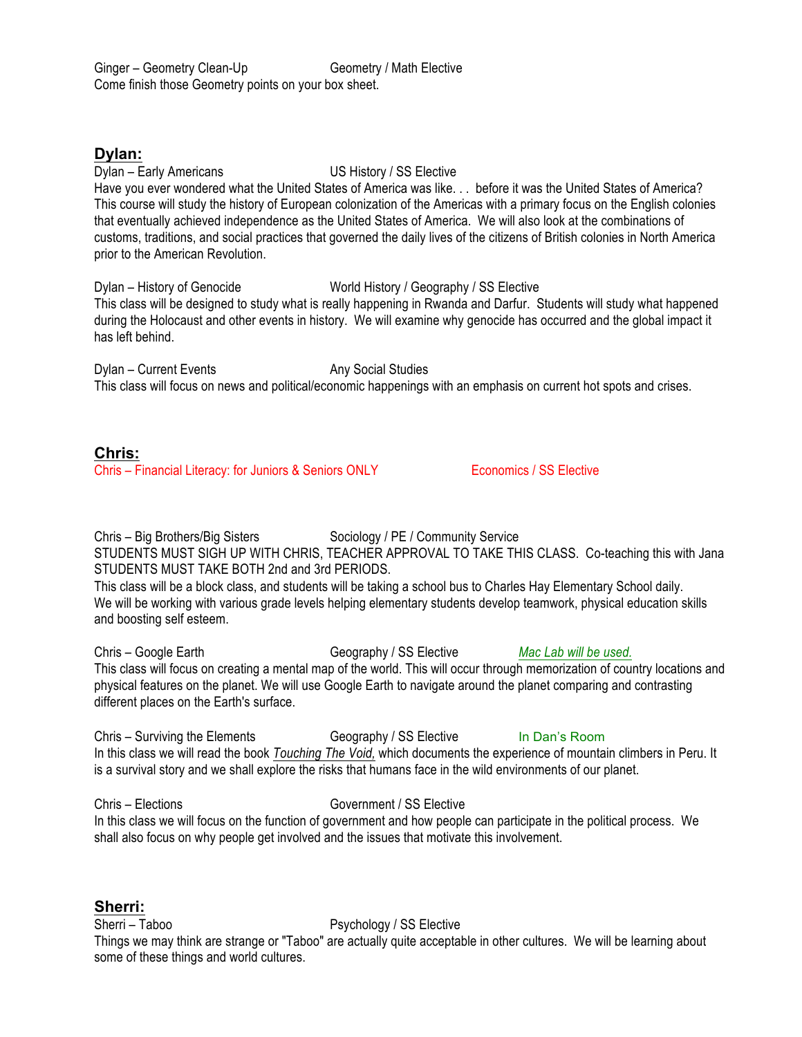Ginger – Geometry Clean-Up Geometry / Math Elective
Come finish those Geometry points on your box sheet.

## Dylan:

Dylan – Early Americans US History / SS Elective
Have you ever wondered what the United States of America was like. . . before it was the United States of America? This course will study the history of European colonization of the Americas with a primary focus on the English colonies that eventually achieved independence as the United States of America. We will also look at the combinations of customs, traditions, and social practices that governed the daily lives of the citizens of British colonies in North America prior to the American Revolution.

Dylan – History of Genocide World History / Geography / SS Elective
This class will be designed to study what is really happening in Rwanda and Darfur. Students will study what happened during the Holocaust and other events in history. We will examine why genocide has occurred and the global impact it has left behind.

Dylan – Current Events Any Social Studies
This class will focus on news and political/economic happenings with an emphasis on current hot spots and crises.

## Chris:

Chris – Financial Literacy: for Juniors & Seniors ONLY Economics / SS Elective

Chris – Big Brothers/Big Sisters Sociology / PE / Community Service
STUDENTS MUST SIGH UP WITH CHRIS, TEACHER APPROVAL TO TAKE THIS CLASS. Co-teaching this with Jana STUDENTS MUST TAKE BOTH 2nd and 3rd PERIODS.
This class will be a block class, and students will be taking a school bus to Charles Hay Elementary School daily. We will be working with various grade levels helping elementary students develop teamwork, physical education skills and boosting self esteem.

Chris – Google Earth Geography / SS Elective *Mac Lab will be used.*
This class will focus on creating a mental map of the world. This will occur through memorization of country locations and physical features on the planet. We will use Google Earth to navigate around the planet comparing and contrasting different places on the Earth's surface.

Chris – Surviving the Elements Geography / SS Elective In Dan's Room
In this class we will read the book *Touching The Void,* which documents the experience of mountain climbers in Peru. It is a survival story and we shall explore the risks that humans face in the wild environments of our planet.

Chris – Elections Government / SS Elective
In this class we will focus on the function of government and how people can participate in the political process. We shall also focus on why people get involved and the issues that motivate this involvement.

## Sherri:

Sherri – Taboo Psychology / SS Elective
Things we may think are strange or "Taboo" are actually quite acceptable in other cultures. We will be learning about some of these things and world cultures.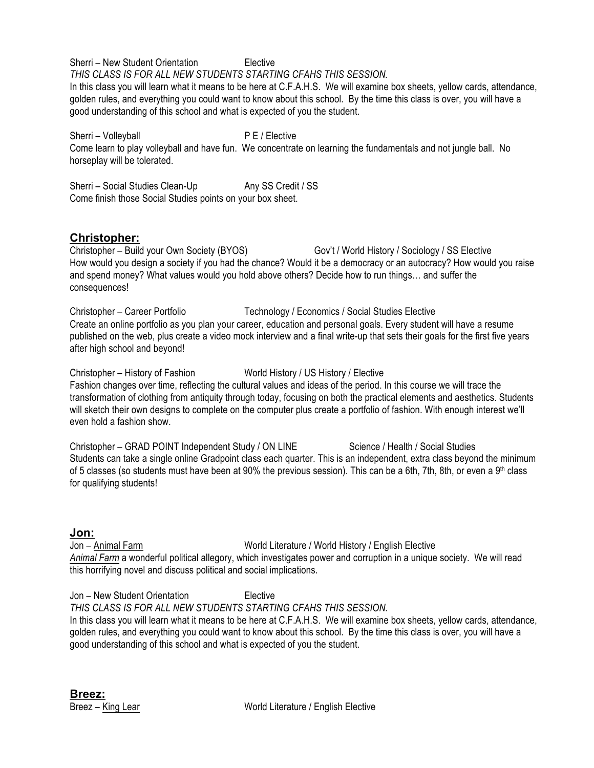Sherri – New Student Orientation Elective

*THIS CLASS IS FOR ALL NEW STUDENTS STARTING CFAHS THIS SESSION.*

In this class you will learn what it means to be here at C.F.A.H.S. We will examine box sheets, yellow cards, attendance, golden rules, and everything you could want to know about this school. By the time this class is over, you will have a good understanding of this school and what is expected of you the student.

Sherri – Volleyball P E / Elective

Come learn to play volleyball and have fun. We concentrate on learning the fundamentals and not jungle ball. No horseplay will be tolerated.

Sherri – Social Studies Clean-Up Any SS Credit / SS

Come finish those Social Studies points on your box sheet.

## Christopher:

Christopher – Build your Own Society (BYOS) Gov't / World History / Sociology / SS Elective

How would you design a society if you had the chance? Would it be a democracy or an autocracy? How would you raise and spend money? What values would you hold above others? Decide how to run things… and suffer the consequences!

Christopher – Career Portfolio Technology / Economics / Social Studies Elective

Create an online portfolio as you plan your career, education and personal goals. Every student will have a resume published on the web, plus create a video mock interview and a final write-up that sets their goals for the first five years after high school and beyond!

Christopher – History of Fashion World History / US History / Elective

Fashion changes over time, reflecting the cultural values and ideas of the period. In this course we will trace the transformation of clothing from antiquity through today, focusing on both the practical elements and aesthetics. Students will sketch their own designs to complete on the computer plus create a portfolio of fashion. With enough interest we'll even hold a fashion show.

Christopher – GRAD POINT Independent Study / ON LINE Science / Health / Social Studies

Students can take a single online Gradpoint class each quarter. This is an independent, extra class beyond the minimum of 5 classes (so students must have been at 90% the previous session). This can be a 6th, 7th, 8th, or even a 9th class for qualifying students!

## Jon:

Jon – Animal Farm World Literature / World History / English Elective

*Animal Farm* a wonderful political allegory, which investigates power and corruption in a unique society. We will read this horrifying novel and discuss political and social implications.

Jon – New Student Orientation Elective

*THIS CLASS IS FOR ALL NEW STUDENTS STARTING CFAHS THIS SESSION.*

In this class you will learn what it means to be here at C.F.A.H.S. We will examine box sheets, yellow cards, attendance, golden rules, and everything you could want to know about this school. By the time this class is over, you will have a good understanding of this school and what is expected of you the student.

## Breez:

Breez – King Lear World Literature / English Elective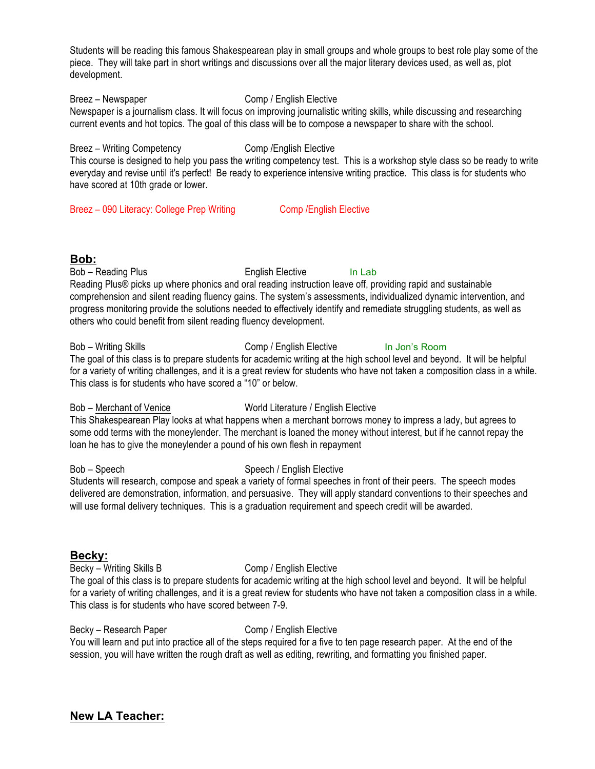Students will be reading this famous Shakespearean play in small groups and whole groups to best role play some of the piece. They will take part in short writings and discussions over all the major literary devices used, as well as, plot development.

Breez – Newspaper Comp / English Elective
Newspaper is a journalism class. It will focus on improving journalistic writing skills, while discussing and researching current events and hot topics. The goal of this class will be to compose a newspaper to share with the school.

Breez – Writing Competency Comp /English Elective
This course is designed to help you pass the writing competency test. This is a workshop style class so be ready to write everyday and revise until it's perfect! Be ready to experience intensive writing practice. This class is for students who have scored at 10th grade or lower.

Breez – 090 Literacy: College Prep Writing Comp /English Elective

## **Bob:**

Bob – Reading Plus English Elective In Lab
Reading Plus® picks up where phonics and oral reading instruction leave off, providing rapid and sustainable comprehension and silent reading fluency gains. The system's assessments, individualized dynamic intervention, and progress monitoring provide the solutions needed to effectively identify and remediate struggling students, as well as others who could benefit from silent reading fluency development.

Bob – Writing Skills Comp / English Elective In Jon's Room
The goal of this class is to prepare students for academic writing at the high school level and beyond. It will be helpful for a variety of writing challenges, and it is a great review for students who have not taken a composition class in a while. This class is for students who have scored a "10" or below.

Bob – Merchant of Venice World Literature / English Elective
This Shakespearean Play looks at what happens when a merchant borrows money to impress a lady, but agrees to some odd terms with the moneylender. The merchant is loaned the money without interest, but if he cannot repay the loan he has to give the moneylender a pound of his own flesh in repayment

Bob – Speech Speech / English Elective
Students will research, compose and speak a variety of formal speeches in front of their peers. The speech modes delivered are demonstration, information, and persuasive. They will apply standard conventions to their speeches and will use formal delivery techniques. This is a graduation requirement and speech credit will be awarded.

## **Becky:**

Becky – Writing Skills B Comp / English Elective
The goal of this class is to prepare students for academic writing at the high school level and beyond. It will be helpful for a variety of writing challenges, and it is a great review for students who have not taken a composition class in a while. This class is for students who have scored between 7-9.

Becky – Research Paper Comp / English Elective
You will learn and put into practice all of the steps required for a five to ten page research paper. At the end of the session, you will have written the rough draft as well as editing, rewriting, and formatting you finished paper.

## **New LA Teacher:**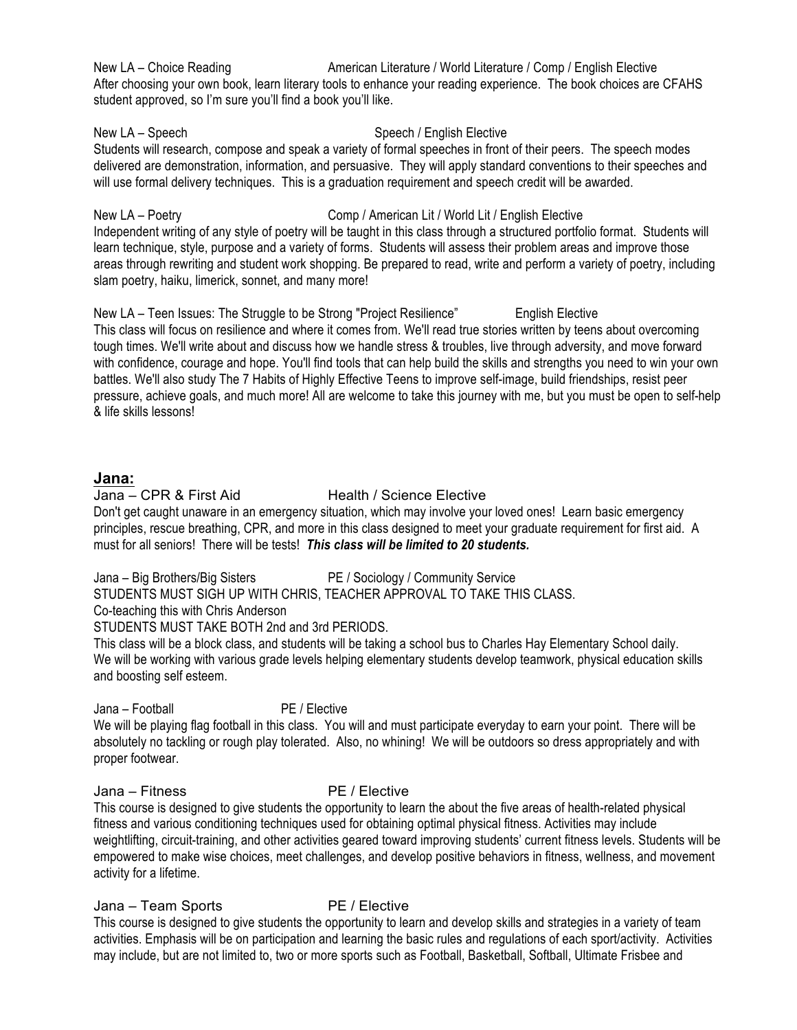New LA – Choice Reading American Literature / World Literature / Comp / English Elective
After choosing your own book, learn literary tools to enhance your reading experience. The book choices are CFAHS student approved, so I'm sure you'll find a book you'll like.

New LA – Speech Speech / English Elective
Students will research, compose and speak a variety of formal speeches in front of their peers. The speech modes delivered are demonstration, information, and persuasive. They will apply standard conventions to their speeches and will use formal delivery techniques. This is a graduation requirement and speech credit will be awarded.

New LA – Poetry Comp / American Lit / World Lit / English Elective
Independent writing of any style of poetry will be taught in this class through a structured portfolio format. Students will learn technique, style, purpose and a variety of forms. Students will assess their problem areas and improve those areas through rewriting and student work shopping. Be prepared to read, write and perform a variety of poetry, including slam poetry, haiku, limerick, sonnet, and many more!

New LA – Teen Issues: The Struggle to be Strong "Project Resilience" English Elective
This class will focus on resilience and where it comes from. We'll read true stories written by teens about overcoming tough times. We'll write about and discuss how we handle stress & troubles, live through adversity, and move forward with confidence, courage and hope. You'll find tools that can help build the skills and strengths you need to win your own battles. We'll also study The 7 Habits of Highly Effective Teens to improve self-image, build friendships, resist peer pressure, achieve goals, and much more! All are welcome to take this journey with me, but you must be open to self-help & life skills lessons!

## Jana:

Jana – CPR & First Aid Health / Science Elective
Don't get caught unaware in an emergency situation, which may involve your loved ones! Learn basic emergency principles, rescue breathing, CPR, and more in this class designed to meet your graduate requirement for first aid. A must for all seniors! There will be tests! ***This class will be limited to 20 students.***

Jana – Big Brothers/Big Sisters PE / Sociology / Community Service
STUDENTS MUST SIGH UP WITH CHRIS, TEACHER APPROVAL TO TAKE THIS CLASS.
Co-teaching this with Chris Anderson
STUDENTS MUST TAKE BOTH 2nd and 3rd PERIODS.
This class will be a block class, and students will be taking a school bus to Charles Hay Elementary School daily. We will be working with various grade levels helping elementary students develop teamwork, physical education skills and boosting self esteem.

Jana – Football PE / Elective
We will be playing flag football in this class. You will and must participate everyday to earn your point. There will be absolutely no tackling or rough play tolerated. Also, no whining! We will be outdoors so dress appropriately and with proper footwear.

Jana – Fitness PE / Elective
This course is designed to give students the opportunity to learn the about the five areas of health-related physical fitness and various conditioning techniques used for obtaining optimal physical fitness. Activities may include weightlifting, circuit-training, and other activities geared toward improving students' current fitness levels. Students will be empowered to make wise choices, meet challenges, and develop positive behaviors in fitness, wellness, and movement activity for a lifetime.

Jana – Team Sports PE / Elective
This course is designed to give students the opportunity to learn and develop skills and strategies in a variety of team activities. Emphasis will be on participation and learning the basic rules and regulations of each sport/activity. Activities may include, but are not limited to, two or more sports such as Football, Basketball, Softball, Ultimate Frisbee and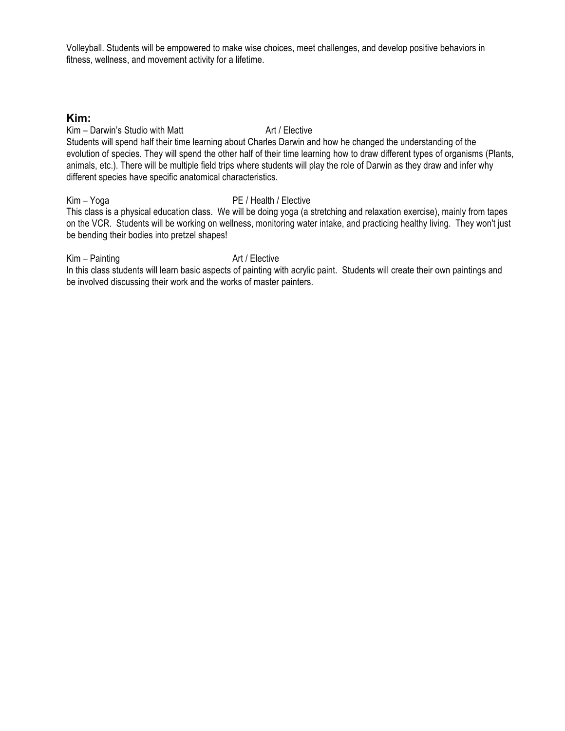Volleyball. Students will be empowered to make wise choices, meet challenges, and develop positive behaviors in fitness, wellness, and movement activity for a lifetime.

## Kim:

Kim – Darwin's Studio with Matt — Art / Elective

Students will spend half their time learning about Charles Darwin and how he changed the understanding of the evolution of species. They will spend the other half of their time learning how to draw different types of organisms (Plants, animals, etc.). There will be multiple field trips where students will play the role of Darwin as they draw and infer why different species have specific anatomical characteristics.

Kim – Yoga — PE / Health / Elective

This class is a physical education class. We will be doing yoga (a stretching and relaxation exercise), mainly from tapes on the VCR. Students will be working on wellness, monitoring water intake, and practicing healthy living. They won't just be bending their bodies into pretzel shapes!

Kim – Painting — Art / Elective

In this class students will learn basic aspects of painting with acrylic paint. Students will create their own paintings and be involved discussing their work and the works of master painters.